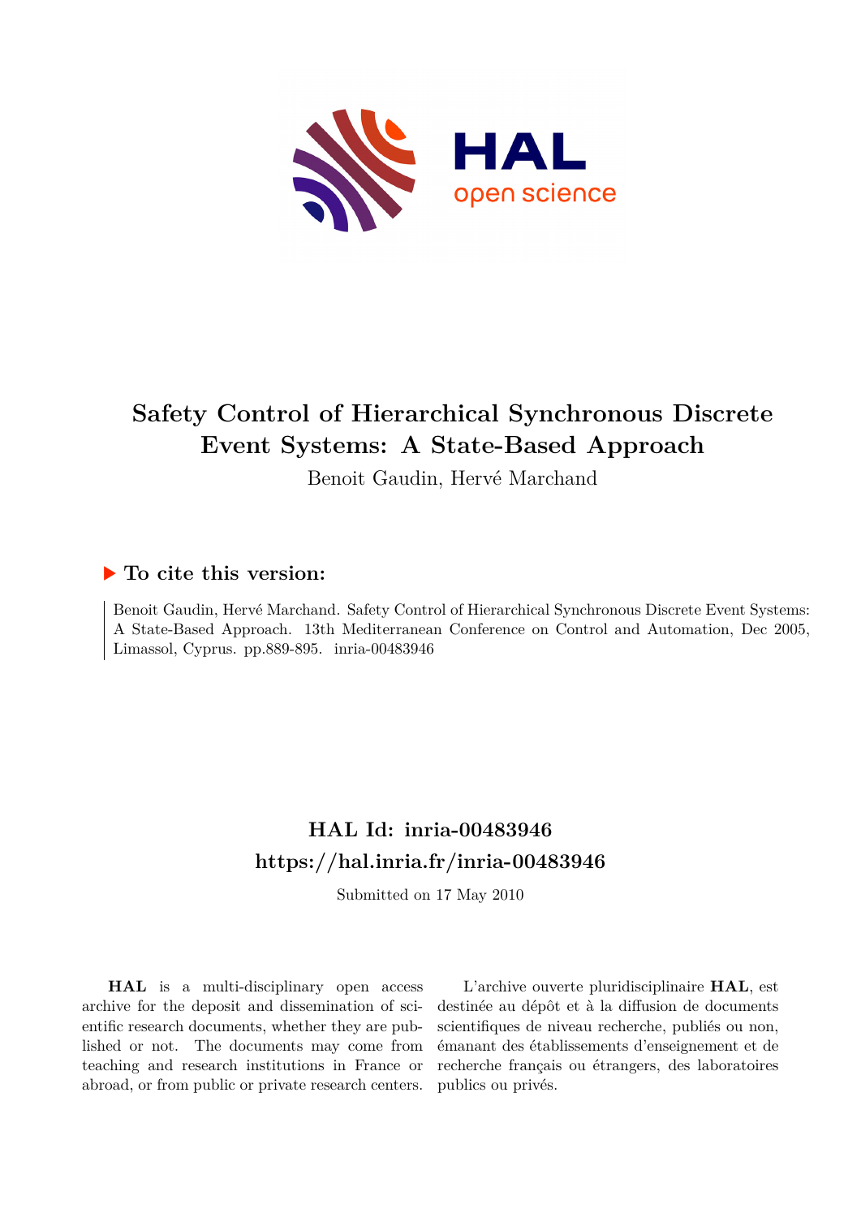# Safety Control of Hierarchical Synchronous Discrete Event Systems: A State-Based Approach

Benoit Gaudin, Hervé Marchand

## ▶ To cite this version:

Benoit Gaudin, Hervé Marchand. Safety Control of Hierarchical Synchronous Discrete Event Systems: A State-Based Approach. 13th Mediterranean Conference on Control and Automation, Dec 2005, Limassol, Cyprus. pp.889-895. inria-00483946

## HAL Id: inria-00483946

## https://hal.inria.fr/inria-00483946

Submitted on 17 May 2010

**HAL** is a multi-disciplinary open access archive for the deposit and dissemination of scientific research documents, whether they are published or not. The documents may come from teaching and research institutions in France or abroad, or from public or private research centers.

L'archive ouverte pluridisciplinaire **HAL**, est destinée au dépôt et à la diffusion de documents scientifiques de niveau recherche, publiés ou non, émanant des établissements d'enseignement et de recherche français ou étrangers, des laboratoires publics ou privés.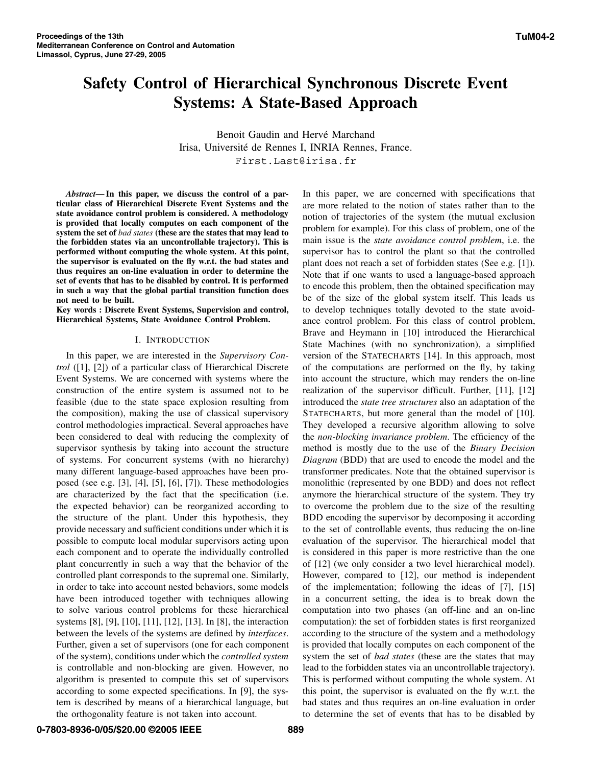# Safety Control of Hierarchical Synchronous Discrete Event Systems: A State-Based Approach

Benoit Gaudin and Hervé Marchand
Irisa, Université de Rennes I, INRIA Rennes, France.
First.Last@irisa.fr

***Abstract*— In this paper, we discuss the control of a particular class of Hierarchical Discrete Event Systems and the state avoidance control problem is considered. A methodology is provided that locally computes on each component of the system the set of *bad states* (these are the states that may lead to the forbidden states via an uncontrollable trajectory). This is performed without computing the whole system. At this point, the supervisor is evaluated on the fly w.r.t. the bad states and thus requires an on-line evaluation in order to determine the set of events that has to be disabled by control. It is performed in such a way that the global partial transition function does not need to be built.**

**Key words : Discrete Event Systems, Supervision and control, Hierarchical Systems, State Avoidance Control Problem.**

## I. Introduction

In this paper, we are interested in the *Supervisory Control* ([1], [2]) of a particular class of Hierarchical Discrete Event Systems. We are concerned with systems where the construction of the entire system is assumed not to be feasible (due to the state space explosion resulting from the composition), making the use of classical supervisory control methodologies impractical. Several approaches have been considered to deal with reducing the complexity of supervisor synthesis by taking into account the structure of systems. For concurrent systems (with no hierarchy) many different language-based approaches have been proposed (see e.g. [3], [4], [5], [6], [7]). These methodologies are characterized by the fact that the specification (i.e. the expected behavior) can be reorganized according to the structure of the plant. Under this hypothesis, they provide necessary and sufficient conditions under which it is possible to compute local modular supervisors acting upon each component and to operate the individually controlled plant concurrently in such a way that the behavior of the controlled plant corresponds to the supremal one. Similarly, in order to take into account nested behaviors, some models have been introduced together with techniques allowing to solve various control problems for these hierarchical systems [8], [9], [10], [11], [12], [13]. In [8], the interaction between the levels of the systems are defined by *interfaces*. Further, given a set of supervisors (one for each component of the system), conditions under which the *controlled system* is controllable and non-blocking are given. However, no algorithm is presented to compute this set of supervisors according to some expected specifications. In [9], the system is described by means of a hierarchical language, but the orthogonality feature is not taken into account.

In this paper, we are concerned with specifications that are more related to the notion of states rather than to the notion of trajectories of the system (the mutual exclusion problem for example). For this class of problem, one of the main issue is the *state avoidance control problem*, i.e. the supervisor has to control the plant so that the controlled plant does not reach a set of forbidden states (See e.g. [1]). Note that if one wants to used a language-based approach to encode this problem, then the obtained specification may be of the size of the global system itself. This leads us to develop techniques totally devoted to the state avoidance control problem. For this class of control problem, Brave and Heymann in [10] introduced the Hierarchical State Machines (with no synchronization), a simplified version of the STATECHARTS [14]. In this approach, most of the computations are performed on the fly, by taking into account the structure, which may renders the on-line realization of the supervisor difficult. Further, [11], [12] introduced the *state tree structures* also an adaptation of the STATECHARTS, but more general than the model of [10]. They developed a recursive algorithm allowing to solve the *non-blocking invariance problem*. The efficiency of the method is mostly due to the use of the *Binary Decision Diagram* (BDD) that are used to encode the model and the transformer predicates. Note that the obtained supervisor is monolithic (represented by one BDD) and does not reflect anymore the hierarchical structure of the system. They try to overcome the problem due to the size of the resulting BDD encoding the supervisor by decomposing it according to the set of controllable events, thus reducing the on-line evaluation of the supervisor. The hierarchical model that is considered in this paper is more restrictive than the one of [12] (we only consider a two level hierarchical model). However, compared to [12], our method is independent of the implementation; following the ideas of [7], [15] in a concurrent setting, the idea is to break down the computation into two phases (an off-line and an on-line computation): the set of forbidden states is first reorganized according to the structure of the system and a methodology is provided that locally computes on each component of the system the set of *bad states* (these are the states that may lead to the forbidden states via an uncontrollable trajectory). This is performed without computing the whole system. At this point, the supervisor is evaluated on the fly w.r.t. the bad states and thus requires an on-line evaluation in order to determine the set of events that has to be disabled by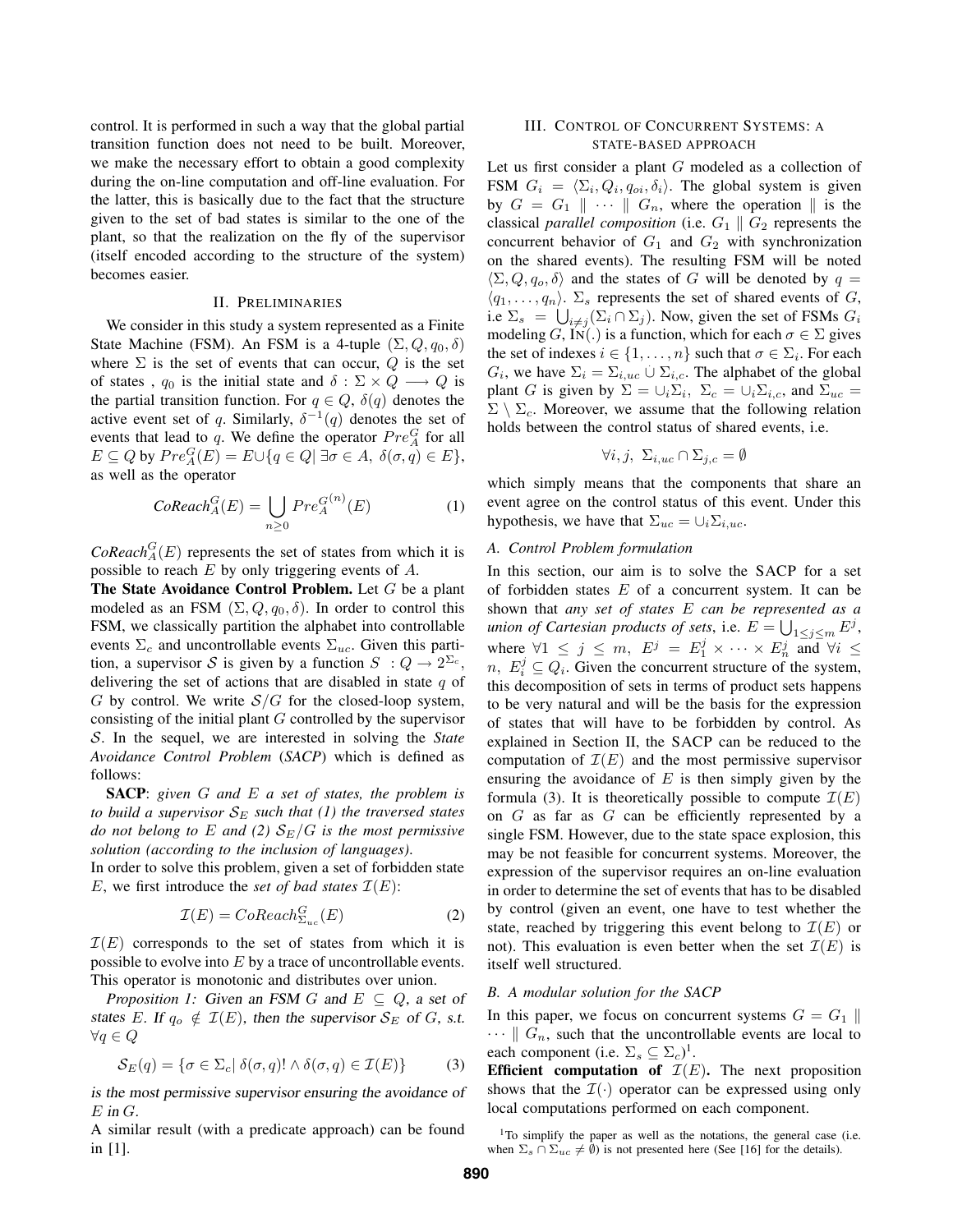control. It is performed in such a way that the global partial transition function does not need to be built. Moreover, we make the necessary effort to obtain a good complexity during the on-line computation and off-line evaluation. For the latter, this is basically due to the fact that the structure given to the set of bad states is similar to the one of the plant, so that the realization on the fly of the supervisor (itself encoded according to the structure of the system) becomes easier.

## II. Preliminaries

We consider in this study a system represented as a Finite State Machine (FSM). An FSM is a 4-tuple $(\Sigma, Q, q_0, \delta)$ where $\Sigma$ is the set of events that can occur, $Q$ is the set of states , $q_0$ is the initial state and $\delta : \Sigma \times Q \longrightarrow Q$ is the partial transition function. For $q \in Q$, $\delta(q)$ denotes the active event set of $q$. Similarly, $\delta^{-1}(q)$ denotes the set of events that lead to $q$. We define the operator $Pre_A^G$ for all $E \subseteq Q$ by $Pre_A^G(E) = E \cup \{q \in Q | \exists \sigma \in A,\ \delta(\sigma, q) \in E\}$, as well as the operator

$$\mathit{CoReach}_A^G(E) = \bigcup_{n \geq 0} Pre_A^{G^{(n)}}(E) \tag{1}$$

$\mathit{CoReach}_A^G(E)$ represents the set of states from which it is possible to reach $E$ by only triggering events of $A$.

**The State Avoidance Control Problem.** Let $G$ be a plant modeled as an FSM $(\Sigma, Q, q_0, \delta)$. In order to control this FSM, we classically partition the alphabet into controllable events $\Sigma_c$ and uncontrollable events $\Sigma_{uc}$. Given this partition, a supervisor $\mathcal{S}$ is given by a function $S\ : Q \rightarrow 2^{\Sigma_c}$, delivering the set of actions that are disabled in state $q$ of $G$ by control. We write $\mathcal{S}/G$ for the closed-loop system, consisting of the initial plant $G$ controlled by the supervisor $\mathcal{S}$. In the sequel, we are interested in solving the *State Avoidance Control Problem* (*SACP*) which is defined as follows:

**SACP**: *given $G$ and $E$ a set of states, the problem is to build a supervisor $\mathcal{S}_E$ such that (1) the traversed states do not belong to $E$ and (2) $\mathcal{S}_E/G$ is the most permissive solution (according to the inclusion of languages).*

In order to solve this problem, given a set of forbidden state $E$, we first introduce the *set of bad states* $\mathcal{I}(E)$:

$$\mathcal{I}(E) = CoReach_{\Sigma_{uc}}^G(E) \tag{2}$$

$\mathcal{I}(E)$ corresponds to the set of states from which it is possible to evolve into $E$ by a trace of uncontrollable events. This operator is monotonic and distributes over union.

*Proposition 1:* Given an FSM $G$ and $E \subseteq Q$, a set of states $E$. If $q_o \notin \mathcal{I}(E)$, then the supervisor $\mathcal{S}_E$ of $G$, s.t. $\forall q \in Q$

$$\mathcal{S}_E(q) = \{\sigma \in \Sigma_c | \ \delta(\sigma, q)! \wedge \delta(\sigma, q) \in \mathcal{I}(E)\} \tag{3}$$

is the most permissive supervisor ensuring the avoidance of $E$ in $G$.

A similar result (with a predicate approach) can be found in [1].

## III. Control of Concurrent Systems: a state-based approach

Let us first consider a plant $G$ modeled as a collection of FSM $G_i = \langle \Sigma_i, Q_i, q_{oi}, \delta_i \rangle$. The global system is given by $G = G_1 \parallel \cdots \parallel G_n$, where the operation $\parallel$ is the classical *parallel composition* (i.e. $G_1 \parallel G_2$ represents the concurrent behavior of $G_1$ and $G_2$ with synchronization on the shared events). The resulting FSM will be noted $\langle \Sigma, Q, q_o, \delta \rangle$ and the states of $G$ will be denoted by $q = \langle q_1, \ldots, q_n \rangle$. $\Sigma_s$ represents the set of shared events of $G$, i.e $\Sigma_s = \bigcup_{i \neq j} (\Sigma_i \cap \Sigma_j)$. Now, given the set of FSMs $G_i$ modeling $G$, $\textsc{In}(.)$ is a function, which for each $\sigma \in \Sigma$ gives the set of indexes $i \in \{1, \ldots, n\}$ such that $\sigma \in \Sigma_i$. For each $G_i$, we have $\Sigma_i = \Sigma_{i,uc} \cup \Sigma_{i,c}$. The alphabet of the global plant $G$ is given by $\Sigma = \cup_i \Sigma_i,\ \Sigma_c = \cup_i \Sigma_{i,c}$, and $\Sigma_{uc} = \Sigma \setminus \Sigma_c$. Moreover, we assume that the following relation holds between the control status of shared events, i.e.

$$\forall i, j,\ \Sigma_{i,uc} \cap \Sigma_{j,c} = \emptyset$$

which simply means that the components that share an event agree on the control status of this event. Under this hypothesis, we have that $\Sigma_{uc} = \cup_i \Sigma_{i,uc}$.

### A. Control Problem formulation

In this section, our aim is to solve the SACP for a set of forbidden states $E$ of a concurrent system. It can be shown that *any set of states $E$ can be represented as a union of Cartesian products of sets*, i.e. $E = \bigcup_{1 \leq j \leq m} E^j$, where $\forall 1 \leq j \leq m,\ E^j = E_1^j \times \cdots \times E_n^j$ and $\forall i \leq n,\ E_i^j \subseteq Q_i$. Given the concurrent structure of the system, this decomposition of sets in terms of product sets happens to be very natural and will be the basis for the expression of states that will have to be forbidden by control. As explained in Section II, the SACP can be reduced to the computation of $\mathcal{I}(E)$ and the most permissive supervisor ensuring the avoidance of $E$ is then simply given by the formula (3). It is theoretically possible to compute $\mathcal{I}(E)$ on $G$ as far as $G$ can be efficiently represented by a single FSM. However, due to the state space explosion, this may be not feasible for concurrent systems. Moreover, the expression of the supervisor requires an on-line evaluation in order to determine the set of events that has to be disabled by control (given an event, one have to test whether the state, reached by triggering this event belong to $\mathcal{I}(E)$ or not). This evaluation is even better when the set $\mathcal{I}(E)$ is itself well structured.

### B. A modular solution for the SACP

In this paper, we focus on concurrent systems $G = G_1 \parallel \cdots \parallel G_n$, such that the uncontrollable events are local to each component (i.e. $\Sigma_s \subseteq \Sigma_c$)[1].

**Efficient computation of $\mathcal{I}(E)$.** The next proposition shows that the $\mathcal{I}(\cdot)$ operator can be expressed using only local computations performed on each component.

[1]To simplify the paper as well as the notations, the general case (i.e. when $\Sigma_s \cap \Sigma_{uc} \neq \emptyset$) is not presented here (See [16] for the details).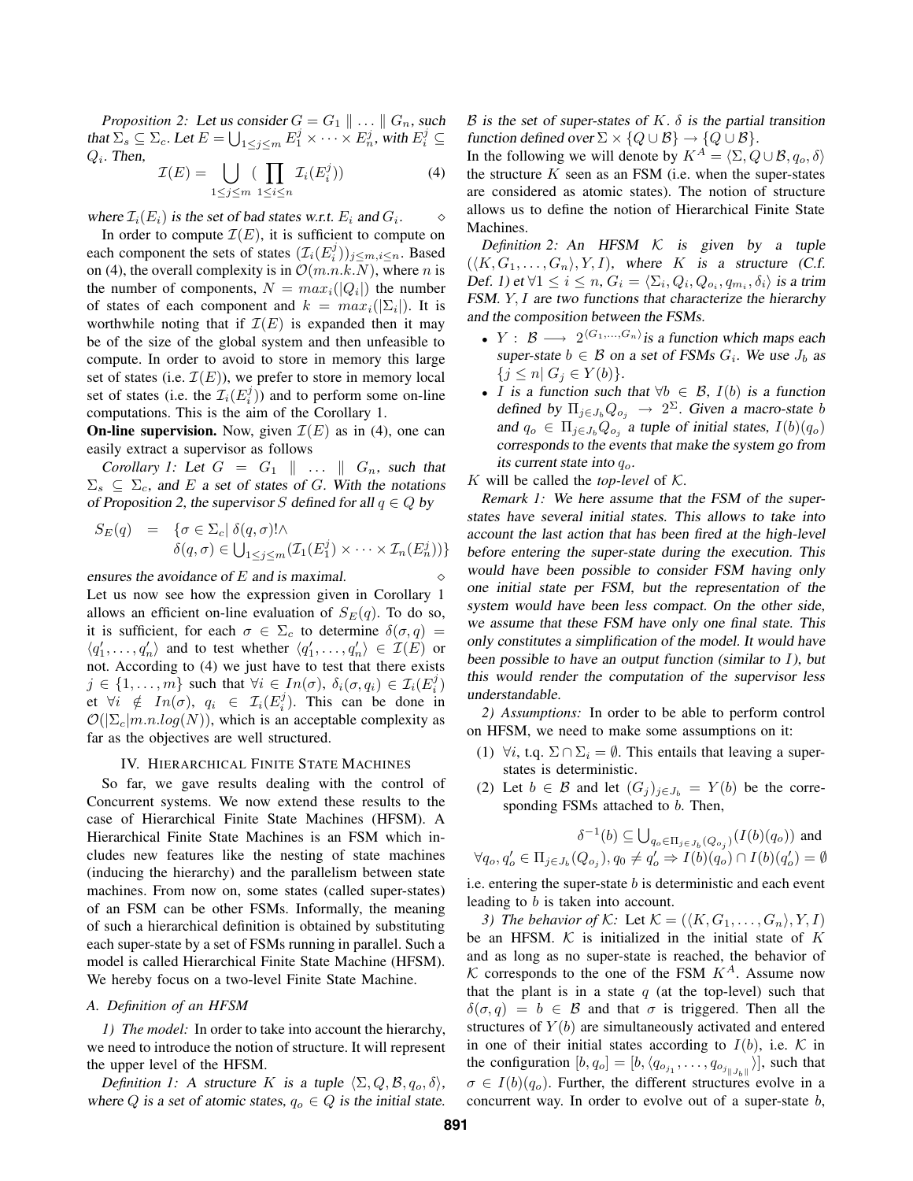*Proposition 2:* Let us consider $G = G_1 \parallel \ldots \parallel G_n$, such that $\Sigma_s \subseteq \Sigma_c$. Let $E = \bigcup_{1 \le j \le m} E_1^j \times \cdots \times E_n^j$, with $E_i^j \subseteq Q_i$. Then,

$$\mathcal{I}(E) = \bigcup_{1 \le j \le m} \left( \prod_{1 \le i \le n} \mathcal{I}_i(E_i^j) \right) \quad (4)$$

where $\mathcal{I}_i(E_i)$ is the set of bad states w.r.t. $E_i$ and $G_i$. $\diamond$

In order to compute $\mathcal{I}(E)$, it is sufficient to compute on each component the sets of states $(\mathcal{I}_i(E_i^j))_{j \le m, i \le n}$. Based on (4), the overall complexity is in $\mathcal{O}(m.n.k.N)$, where $n$ is the number of components, $N = max_i(|Q_i|)$ the number of states of each component and $k = max_i(|\Sigma_i|)$. It is worthwhile noting that if $\mathcal{I}(E)$ is expanded then it may be of the size of the global system and then unfeasible to compute. In order to avoid to store in memory this large set of states (i.e. $\mathcal{I}(E)$), we prefer to store in memory local set of states (i.e. the $\mathcal{I}_i(E_i^j)$) and to perform some on-line computations. This is the aim of the Corollary 1.

**On-line supervision.** Now, given $\mathcal{I}(E)$ as in (4), one can easily extract a supervisor as follows

*Corollary 1:* Let $G = G_1 \parallel \ldots \parallel G_n$, such that $\Sigma_s \subseteq \Sigma_c$, and $E$ a set of states of $G$. With the notations of Proposition 2, the supervisor $S$ defined for all $q \in Q$ by

$$\begin{aligned} S_E(q) &= \{\sigma \in \Sigma_c | \ \delta(q,\sigma)! \wedge \\ &\quad \delta(q,\sigma) \in \textstyle\bigcup_{1 \le j \le m} (\mathcal{I}_1(E_1^j) \times \cdots \times \mathcal{I}_n(E_n^j))\} \end{aligned}$$

ensures the avoidance of $E$ and is maximal. $\diamond$

Let us now see how the expression given in Corollary 1 allows an efficient on-line evaluation of $S_E(q)$. To do so, it is sufficient, for each $\sigma \in \Sigma_c$ to determine $\delta(\sigma, q) = \langle q_1', \ldots, q_n' \rangle$ and to test whether $\langle q_1', \ldots, q_n' \rangle \in \mathcal{I}(E)$ or not. According to (4) we just have to test that there exists $j \in \{1, \ldots, m\}$ such that $\forall i \in In(\sigma)$, $\delta_i(\sigma, q_i) \in \mathcal{I}_i(E_i^j)$ et $\forall i \notin In(\sigma)$, $q_i \in \mathcal{I}_i(E_i^j)$. This can be done in $\mathcal{O}(|\Sigma_c| m.n.log(N))$, which is an acceptable complexity as far as the objectives are well structured.

## IV. Hierarchical Finite State Machines

So far, we gave results dealing with the control of Concurrent systems. We now extend these results to the case of Hierarchical Finite State Machines (HFSM). A Hierarchical Finite State Machines is an FSM which includes new features like the nesting of state machines (inducing the hierarchy) and the parallelism between state machines. From now on, some states (called super-states) of an FSM can be other FSMs. Informally, the meaning of such a hierarchical definition is obtained by substituting each super-state by a set of FSMs running in parallel. Such a model is called Hierarchical Finite State Machine (HFSM). We hereby focus on a two-level Finite State Machine.

### A. Definition of an HFSM

*1) The model:* In order to take into account the hierarchy, we need to introduce the notion of structure. It will represent the upper level of the HFSM.

*Definition 1:* A structure $K$ is a tuple $\langle \Sigma, Q, \mathcal{B}, q_o, \delta \rangle$, where $Q$ is a set of atomic states, $q_o \in Q$ is the initial state. $\mathcal{B}$ is the set of super-states of $K$. $\delta$ is the partial transition function defined over $\Sigma \times \{Q \cup \mathcal{B}\} \to \{Q \cup \mathcal{B}\}$.

In the following we will denote by $K^A = \langle \Sigma, Q \cup \mathcal{B}, q_o, \delta \rangle$ the structure $K$ seen as an FSM (i.e. when the super-states are considered as atomic states). The notion of structure allows us to define the notion of Hierarchical Finite State Machines.

*Definition 2:* An HFSM $\mathcal{K}$ is given by a tuple $(\langle K, G_1, \ldots, G_n \rangle, Y, I)$, where $K$ is a structure (C.f. Def. 1) et $\forall 1 \le i \le n$, $G_i = \langle \Sigma_i, Q_i, Q_{o_i}, q_{m_i}, \delta_i \rangle$ is a trim FSM. $Y, I$ are two functions that characterize the hierarchy and the composition between the FSMs.

- $Y : \mathcal{B} \longrightarrow 2^{\langle G_1, \ldots, G_n \rangle}$ is a function which maps each super-state $b \in \mathcal{B}$ on a set of FSMs $G_i$. We use $J_b$ as $\{j \le n | \ G_j \in Y(b)\}$.
- $I$ is a function such that $\forall b \in \mathcal{B}$, $I(b)$ is a function defined by $\Pi_{j \in J_b} Q_{o_j} \rightarrow 2^{\Sigma}$. Given a macro-state $b$ and $q_o \in \Pi_{j \in J_b} Q_{o_j}$ a tuple of initial states, $I(b)(q_o)$ corresponds to the events that make the system go from its current state into $q_o$.

$K$ will be called the *top-level* of $\mathcal{K}$.

*Remark 1:* We here assume that the FSM of the super-states have several initial states. This allows to take into account the last action that has been fired at the high-level before entering the super-state during the execution. This would have been possible to consider FSM having only one initial state per FSM, but the representation of the system would have been less compact. On the other side, we assume that these FSM have only one final state. This only constitutes a simplification of the model. It would have been possible to have an output function (similar to $I$), but this would render the computation of the supervisor less understandable.

*2) Assumptions:* In order to be able to perform control on HFSM, we need to make some assumptions on it:

(1) $\forall i$, t.q. $\Sigma \cap \Sigma_i = \emptyset$. This entails that leaving a super-states is deterministic.

(2) Let $b \in \mathcal{B}$ and let $(G_j)_{j \in J_b} = Y(b)$ be the corresponding FSMs attached to $b$. Then,

$$\delta^{-1}(b) \subseteq \textstyle\bigcup_{q_o \in \Pi_{j \in J_b}(Q_{o_j})} (I(b)(q_o)) \text{ and}$$
$$\forall q_o, q_o' \in \Pi_{j \in J_b}(Q_{o_j}), q_0 \neq q_o' \Rightarrow I(b)(q_o) \cap I(b)(q_o') = \emptyset$$

i.e. entering the super-state $b$ is deterministic and each event leading to $b$ is taken into account.

*3) The behavior of $\mathcal{K}$:* Let $\mathcal{K} = (\langle K, G_1, \ldots, G_n \rangle, Y, I)$ be an HFSM. $\mathcal{K}$ is initialized in the initial state of $K$ and as long as no super-state is reached, the behavior of $\mathcal{K}$ corresponds to the one of the FSM $K^A$. Assume now that the plant is in a state $q$ (at the top-level) such that $\delta(\sigma, q) = b \in \mathcal{B}$ and that $\sigma$ is triggered. Then all the structures of $Y(b)$ are simultaneously activated and entered in one of their initial states according to $I(b)$, i.e. $\mathcal{K}$ in the configuration $[b, q_o] = [b, \langle q_{o_{j_1}}, \ldots, q_{o_{j_{\|J_b\|}}} \rangle]$, such that $\sigma \in I(b)(q_o)$. Further, the different structures evolve in a concurrent way. In order to evolve out of a super-state $b$,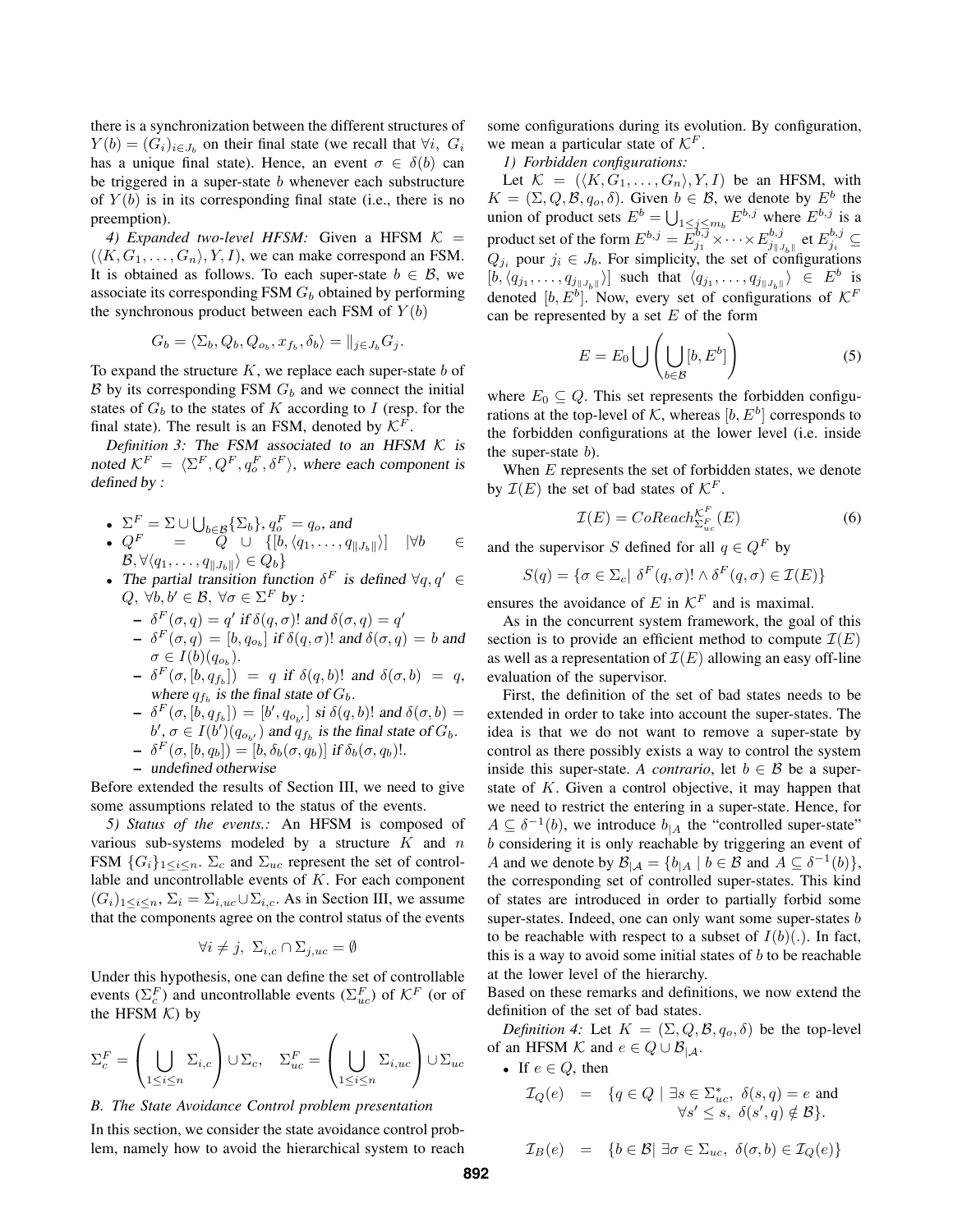there is a synchronization between the different structures of $Y(b) = (G_i)_{i \in J_b}$ on their final state (we recall that $\forall i$, $G_i$ has a unique final state). Hence, an event $\sigma \in \delta(b)$ can be triggered in a super-state $b$ whenever each substructure of $Y(b)$ is in its corresponding final state (i.e., there is no preemption).

*4) Expanded two-level HFSM:* Given a HFSM $\mathcal{K} = (\langle K, G_1, \ldots, G_n \rangle, Y, I)$, we can make correspond an FSM. It is obtained as follows. To each super-state $b \in \mathcal{B}$, we associate its corresponding FSM $G_b$ obtained by performing the synchronous product between each FSM of $Y(b)$

$$G_b = \langle \Sigma_b, Q_b, Q_{o_b}, x_{f_b}, \delta_b \rangle = \|_{j \in J_b} G_j.$$

To expand the structure $K$, we replace each super-state $b$ of $\mathcal{B}$ by its corresponding FSM $G_b$ and we connect the initial states of $G_b$ to the states of $K$ according to $I$ (resp. for the final state). The result is an FSM, denoted by $\mathcal{K}^F$.

*Definition 3: The FSM associated to an HFSM $\mathcal{K}$ is noted $\mathcal{K}^F = \langle \Sigma^F, Q^F, q_o^F, \delta^F \rangle$, where each component is defined by :*

- $\Sigma^F = \Sigma \cup \bigcup_{b \in \mathcal{B}} \{\Sigma_b\}$, $q_o^F = q_o$, and
- $Q^F = Q \cup \{[b, \langle q_1, \ldots, q_{\|J_b\|} \rangle] \mid \forall b \in \mathcal{B}, \forall \langle q_1, \ldots, q_{\|J_b\|} \rangle \in Q_b\}$
- *The partial transition function $\delta^F$ is defined $\forall q, q' \in Q$, $\forall b, b' \in \mathcal{B}$, $\forall \sigma \in \Sigma^F$ by :*
  - $\delta^F(\sigma, q) = q'$ *if* $\delta(q, \sigma)!$ *and* $\delta(\sigma, q) = q'$
  - $\delta^F(\sigma, q) = [b, q_{o_b}]$ *if* $\delta(q, \sigma)!$ *and* $\delta(\sigma, q) = b$ *and* $\sigma \in I(b)(q_{o_b})$.
  - $\delta^F(\sigma, [b, q_{f_b}]) = q$ *if* $\delta(q, b)!$ *and* $\delta(\sigma, b) = q$, *where* $q_{f_b}$ *is the final state of* $G_b$.
  - $\delta^F(\sigma, [b, q_{f_b}]) = [b', q_{o_{b'}}]$ *si* $\delta(q, b)!$ *and* $\delta(\sigma, b) = b'$, $\sigma \in I(b')(q_{o_{b'}})$ *and* $q_{f_b}$ *is the final state of* $G_b$.
  - $\delta^F(\sigma, [b, q_b]) = [b, \delta_b(\sigma, q_b)]$ *if* $\delta_b(\sigma, q_b)!$.
  - *undefined otherwise*

Before extended the results of Section III, we need to give some assumptions related to the status of the events.

*5) Status of the events.:* An HFSM is composed of various sub-systems modeled by a structure $K$ and $n$ FSM $\{G_i\}_{1 \le i \le n}$. $\Sigma_c$ and $\Sigma_{uc}$ represent the set of controllable and uncontrollable events of $K$. For each component $(G_i)_{1 \le i \le n}$, $\Sigma_i = \Sigma_{i,uc} \cup \Sigma_{i,c}$. As in Section III, we assume that the components agree on the control status of the events

$$\forall i \neq j, \ \Sigma_{i,c} \cap \Sigma_{j,uc} = \emptyset$$

Under this hypothesis, one can define the set of controllable events ($\Sigma_c^F$) and uncontrollable events ($\Sigma_{uc}^F$) of $\mathcal{K}^F$ (or of the HFSM $\mathcal{K}$) by

$$\Sigma_c^F = \left( \bigcup_{1 \le i \le n} \Sigma_{i,c} \right) \cup \Sigma_c, \quad \Sigma_{uc}^F = \left( \bigcup_{1 \le i \le n} \Sigma_{i,uc} \right) \cup \Sigma_{uc}$$

### B. The State Avoidance Control problem presentation

In this section, we consider the state avoidance control problem, namely how to avoid the hierarchical system to reach some configurations during its evolution. By configuration, we mean a particular state of $\mathcal{K}^F$.

*1) Forbidden configurations:*

Let $\mathcal{K} = (\langle K, G_1, \ldots, G_n \rangle, Y, I)$ be an HFSM, with $K = (\Sigma, Q, \mathcal{B}, q_o, \delta)$. Given $b \in \mathcal{B}$, we denote by $E^b$ the union of product sets $E^b = \bigcup_{1 \le j \le m_b} E^{b,j}$ where $E^{b,j}$ is a product set of the form $E^{b,j} = E_{j_1}^{b,j} \times \cdots \times E_{j_{\|J_b\|}}^{b,j}$ et $E_{j_i}^{b,j} \subseteq Q_{j_i}$ pour $j_i \in J_b$. For simplicity, the set of configurations $[b, \langle q_{j_1}, \ldots, q_{j_{\|J_b\|}} \rangle]$ such that $\langle q_{j_1}, \ldots, q_{j_{\|J_b\|}} \rangle \in E^b$ is denoted $[b, E^b]$. Now, every set of configurations of $\mathcal{K}^F$ can be represented by a set $E$ of the form

$$E = E_0 \bigcup \left( \bigcup_{b \in \mathcal{B}} [b, E^b] \right) \tag{5}$$

where $E_0 \subseteq Q$. This set represents the forbidden configurations at the top-level of $\mathcal{K}$, whereas $[b, E^b]$ corresponds to the forbidden configurations at the lower level (i.e. inside the super-state $b$).

When $E$ represents the set of forbidden states, we denote by $\mathcal{I}(E)$ the set of bad states of $\mathcal{K}^F$.

$$\mathcal{I}(E) = CoReach_{\Sigma_{uc}^F}^{\mathcal{K}^F}(E) \tag{6}$$

and the supervisor $S$ defined for all $q \in Q^F$ by

$$S(q) = \{\sigma \in \Sigma_c | \ \delta^F(q, \sigma)! \wedge \delta^F(q, \sigma) \in \mathcal{I}(E)\}$$

ensures the avoidance of $E$ in $\mathcal{K}^F$ and is maximal.

As in the concurrent system framework, the goal of this section is to provide an efficient method to compute $\mathcal{I}(E)$ as well as a representation of $\mathcal{I}(E)$ allowing an easy off-line evaluation of the supervisor.

First, the definition of the set of bad states needs to be extended in order to take into account the super-states. The idea is that we do not want to remove a super-state by control as there possibly exists a way to control the system inside this super-state. *A contrario*, let $b \in \mathcal{B}$ be a super-state of $K$. Given a control objective, it may happen that we need to restrict the entering in a super-state. Hence, for $A \subseteq \delta^{-1}(b)$, we introduce $b_{|A}$ the "controlled super-state" $b$ considering it is only reachable by triggering an event of $A$ and we denote by $\mathcal{B}_{|\mathcal{A}} = \{b_{|A} \mid b \in \mathcal{B} \text{ and } A \subseteq \delta^{-1}(b)\}$, the corresponding set of controlled super-states. This kind of states are introduced in order to partially forbid some super-states. Indeed, one can only want some super-states $b$ to be reachable with respect to a subset of $I(b)(.)$. In fact, this is a way to avoid some initial states of $b$ to be reachable at the lower level of the hierarchy.

Based on these remarks and definitions, we now extend the definition of the set of bad states.

*Definition 4:* Let $K = (\Sigma, Q, \mathcal{B}, q_o, \delta)$ be the top-level of an HFSM $\mathcal{K}$ and $e \in Q \cup \mathcal{B}_{|\mathcal{A}}$.

- If $e \in Q$, then

$$\begin{aligned}
\mathcal{I}_Q(e) &= \{q \in Q \mid \exists s \in \Sigma_{uc}^*, \ \delta(s, q) = e \text{ and } \\
&\qquad \forall s' \le s, \ \delta(s', q) \notin \mathcal{B}\}. \\
\mathcal{I}_B(e) &= \{b \in \mathcal{B} | \ \exists \sigma \in \Sigma_{uc}, \ \delta(\sigma, b) \in \mathcal{I}_Q(e)\}
\end{aligned}$$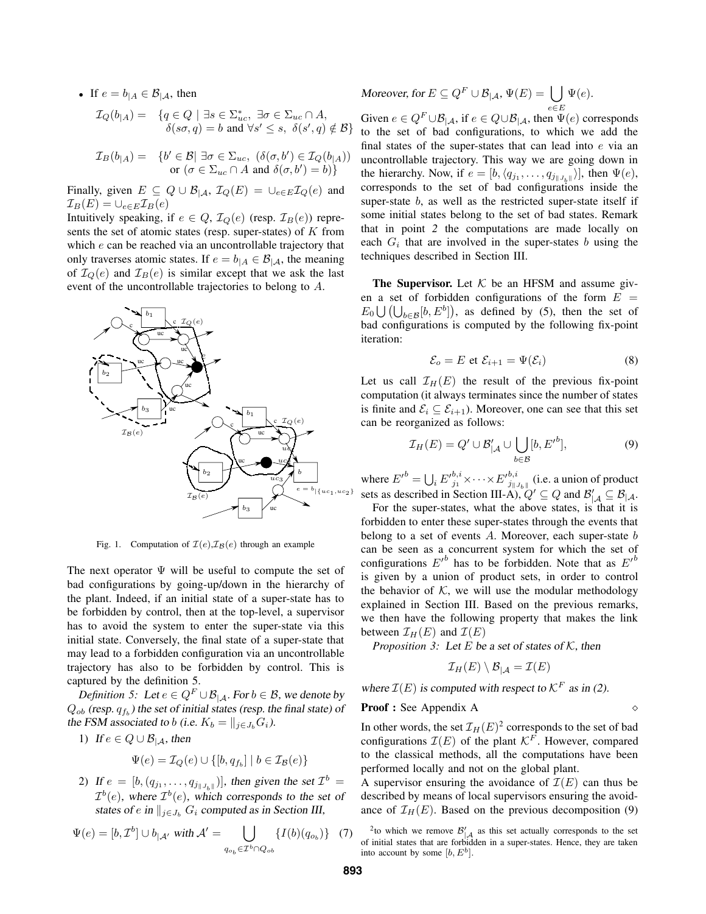- If $e = b_{|A} \in \mathcal{B}_{|\mathcal{A}}$, then

$$\begin{aligned}\mathcal{I}_Q(b_{|A}) = \quad & \{q \in Q \mid \exists s \in \Sigma_{uc}^*,\ \exists \sigma \in \Sigma_{uc} \cap A, \\ & \delta(s\sigma, q) = b \text{ and } \forall s' \leq s,\ \delta(s', q) \notin \mathcal{B}\}\end{aligned}$$

$$\begin{aligned}\mathcal{I}_B(b_{|A}) = \quad & \{b' \in \mathcal{B} | \ \exists \sigma \in \Sigma_{uc},\ (\delta(\sigma, b') \in \mathcal{I}_Q(b_{|A})) \\ & \text{or } (\sigma \in \Sigma_{uc} \cap A \text{ and } \delta(\sigma, b') = b)\}\end{aligned}$$

Finally, given $E \subseteq Q \cup \mathcal{B}_{|\mathcal{A}}$, $\mathcal{I}_Q(E) = \cup_{e \in E} \mathcal{I}_Q(e)$ and $\mathcal{I}_B(E) = \cup_{e \in E} \mathcal{I}_B(e)$

Intuitively speaking, if $e \in Q$, $\mathcal{I}_Q(e)$ (resp. $\mathcal{I}_B(e)$) represents the set of atomic states (resp. super-states) of $K$ from which $e$ can be reached via an uncontrollable trajectory that only traverses atomic states. If $e = b_{|A} \in \mathcal{B}_{|\mathcal{A}}$, the meaning of $\mathcal{I}_Q(e)$ and $\mathcal{I}_B(e)$ is similar except that we ask the last event of the uncontrollable trajectories to belong to $A$.

Fig. 1. Computation of $\mathcal{I}(e)$,$\mathcal{I}_{\mathcal{B}}(e)$ through an example

The next operator $\Psi$ will be useful to compute the set of bad configurations by going-up/down in the hierarchy of the plant. Indeed, if an initial state of a super-state has to be forbidden by control, then at the top-level, a supervisor has to avoid the system to enter the super-state via this initial state. Conversely, the final state of a super-state that may lead to a forbidden configuration via an uncontrollable trajectory has also to be forbidden by control. This is captured by the definition 5.

*Definition 5:* *Let $e \in Q^F \cup \mathcal{B}_{|\mathcal{A}}$. For $b \in \mathcal{B}$, we denote by $Q_{ob}$ (resp. $q_{f_b}$) the set of initial states (resp. the final state) of the FSM associated to $b$ (i.e. $K_b = \|_{j \in J_b} G_i$).*

1) *If $e \in Q \cup \mathcal{B}_{|\mathcal{A}}$, then*

$$\Psi(e) = \mathcal{I}_Q(e) \cup \{[b, q_{f_b}] \mid b \in \mathcal{I}_{\mathcal{B}}(e)\}$$

2) *If $e = [b, (q_{j_1}, \ldots, q_{j_{\|J_b\|}})]$, then given the set $\mathcal{I}^b = \mathcal{I}^b(e)$, where $\mathcal{I}^b(e)$, which corresponds to the set of states of $e$ in $\|_{j \in J_b} G_i$ computed as in Section III,*

$$\Psi(e) = [b, \mathcal{I}^b] \cup b_{|\mathcal{A}'} \text{ with } \mathcal{A}' = \bigcup_{q_{o_b} \in \mathcal{I}^b \cap Q_{ob}} \{I(b)(q_{o_b})\} \quad (7)$$

*Moreover, for $E \subseteq Q^F \cup \mathcal{B}_{|\mathcal{A}}$, $\Psi(E) = \bigcup_{e \in E} \Psi(e)$.*

Given $e \in Q^F \cup \mathcal{B}_{|\mathcal{A}}$, if $e \in Q \cup \mathcal{B}_{|\mathcal{A}}$, then $\Psi(e)$ corresponds to the set of bad configurations, to which we add the final states of the super-states that can lead into $e$ via an uncontrollable trajectory. This way we are going down in the hierarchy. Now, if $e = [b, \langle q_{j_1}, \ldots, q_{j_{\|J_b\|}} \rangle]$, then $\Psi(e)$, corresponds to the set of bad configurations inside the super-state $b$, as well as the restricted super-state itself if some initial states belong to the set of bad states. Remark that in point *2* the computations are made locally on each $G_i$ that are involved in the super-states $b$ using the techniques described in Section III.

**The Supervisor.** Let $\mathcal{K}$ be an HFSM and assume given a set of forbidden configurations of the form $E = E_0 \bigcup \left(\bigcup_{b \in \mathcal{B}} [b, E^b]\right)$, as defined by (5), then the set of bad configurations is computed by the following fix-point iteration:

$$\mathcal{E}_o = E \text{ et } \mathcal{E}_{i+1} = \Psi(\mathcal{E}_i) \quad (8)$$

Let us call $\mathcal{I}_H(E)$ the result of the previous fix-point computation (it always terminates since the number of states is finite and $\mathcal{E}_i \subseteq \mathcal{E}_{i+1}$). Moreover, one can see that this set can be reorganized as follows:

$$\mathcal{I}_H(E) = Q' \cup \mathcal{B}'_{|\mathcal{A}} \cup \bigcup_{b \in \mathcal{B}} [b, E'^b], \quad (9)$$

where $E'^b = \bigcup_i E'^{b,i}_{j_1} \times \cdots \times E'^{b,i}_{j_{\|J_b\|}}$ (i.e. a union of product sets as described in Section III-A), $Q' \subseteq Q$ and $\mathcal{B}'_{|\mathcal{A}} \subseteq \mathcal{B}_{|\mathcal{A}}$.

For the super-states, what the above states, is that it is forbidden to enter these super-states through the events that belong to a set of events $A$. Moreover, each super-state $b$ can be seen as a concurrent system for which the set of configurations $E'^b$ has to be forbidden. Note that as $E'^b$ is given by a union of product sets, in order to control the behavior of $\mathcal{K}$, we will use the modular methodology explained in Section III. Based on the previous remarks, we then have the following property that makes the link between $\mathcal{I}_H(E)$ and $\mathcal{I}(E)$

*Proposition 3:* *Let $E$ be a set of states of $\mathcal{K}$, then*

$$\mathcal{I}_H(E) \setminus \mathcal{B}_{|\mathcal{A}} = \mathcal{I}(E)$$

*where $\mathcal{I}(E)$ is computed with respect to $\mathcal{K}^F$ as in (2).*

**Proof :** See Appendix A $\diamond$

In other words, the set $\mathcal{I}_H(E)$[2] corresponds to the set of bad configurations $\mathcal{I}(E)$ of the plant $\mathcal{K}^F$. However, compared to the classical methods, all the computations have been performed locally and not on the global plant.

A supervisor ensuring the avoidance of $\mathcal{I}(E)$ can thus be described by means of local supervisors ensuring the avoidance of $\mathcal{I}_H(E)$. Based on the previous decomposition (9)

[2]to which we remove $\mathcal{B}'_{|\mathcal{A}}$ as this set actually corresponds to the set of initial states that are forbidden in a super-states. Hence, they are taken into account by some $[b, E^b]$.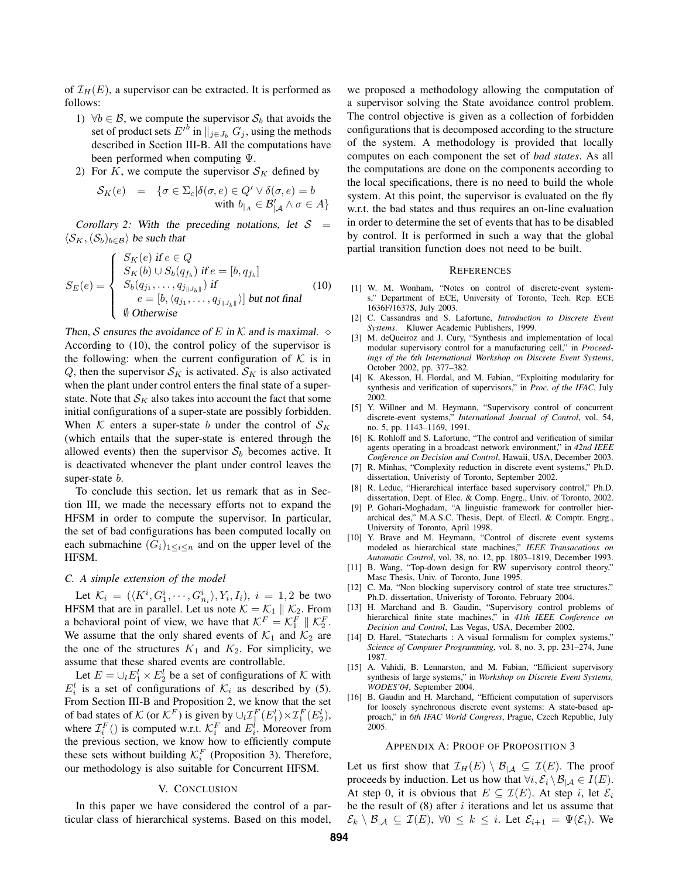of $\mathcal{I}_H(E)$, a supervisor can be extracted. It is performed as follows:

1) $\forall b \in \mathcal{B}$, we compute the supervisor $\mathcal{S}_b$ that avoids the set of product sets $E'^b$ in $\|_{j \in J_b} G_j$, using the methods described in Section III-B. All the computations have been performed when computing $\Psi$.
2) For $K$, we compute the supervisor $\mathcal{S}_K$ defined by

$$\mathcal{S}_K(e) \quad = \quad \{\sigma \in \Sigma_c | \delta(\sigma, e) \in Q' \vee \delta(\sigma, e) = b \text{ with } b_{|_A} \in \mathcal{B}'_{|\mathcal{A}} \wedge \sigma \in A\}$$

*Corollary 2: With the preceding notations, let $\mathcal{S} = \langle \mathcal{S}_K, (\mathcal{S}_b)_{b \in \mathcal{B}} \rangle$ be such that*

$$S_E(e) = \begin{cases} S_K(e) \text{ if } e \in Q \\ S_K(b) \cup S_b(q_{f_b}) \text{ if } e = [b, q_{f_b}] \\ S_b(q_{j_1}, \ldots, q_{j_{\|J_b\|}}) \text{ if} \\ \quad e = [b, \langle q_{j_1}, \ldots, q_{j_{\|J_b\|}} \rangle] \text{ but not final} \\ \emptyset \text{ Otherwise} \end{cases} \tag{10}$$

*Then, $\mathcal{S}$ ensures the avoidance of $E$ in $\mathcal{K}$ and is maximal.* $\diamond$

According to (10), the control policy of the supervisor is the following: when the current configuration of $\mathcal{K}$ is in $Q$, then the supervisor $\mathcal{S}_K$ is activated. $\mathcal{S}_K$ is also activated when the plant under control enters the final state of a super-state. Note that $\mathcal{S}_K$ also takes into account the fact that some initial configurations of a super-state are possibly forbidden. When $\mathcal{K}$ enters a super-state $b$ under the control of $\mathcal{S}_K$ (which entails that the super-state is entered through the allowed events) then the supervisor $\mathcal{S}_b$ becomes active. It is deactivated whenever the plant under control leaves the super-state $b$.

To conclude this section, let us remark that as in Section III, we made the necessary efforts not to expand the HFSM in order to compute the supervisor. In particular, the set of bad configurations has been computed locally on each submachine $(G_i)_{1 \leq i \leq n}$ and on the upper level of the HFSM.

### C. A simple extension of the model

Let $\mathcal{K}_i = (\langle K^i, G_1^i, \cdots, G_{n_i}^i \rangle, Y_i, I_i)$, $i = 1, 2$ be two HFSM that are in parallel. Let us note $\mathcal{K} = \mathcal{K}_1 \| \mathcal{K}_2$. From a behavioral point of view, we have that $\mathcal{K}^F = \mathcal{K}_1^F \| \mathcal{K}_2^F$. We assume that the only shared events of $\mathcal{K}_1$ and $\mathcal{K}_2$ are the one of the structures $K_1$ and $K_2$. For simplicity, we assume that these shared events are controllable.

Let $E = \cup_l E_1^l \times E_2^l$ be a set of configurations of $\mathcal{K}$ with $E_i^l$ is a set of configurations of $\mathcal{K}_i$ as described by (5). From Section III-B and Proposition 2, we know that the set of bad states of $\mathcal{K}$ (or $\mathcal{K}^F$) is given by $\cup_l \mathcal{I}_1^F(E_1^l) \times \mathcal{I}_1^F(E_2^l)$, where $\mathcal{I}_i^F()$ is computed w.r.t. $\mathcal{K}_i^F$ and $E_i^l$. Moreover from the previous section, we know how to efficiently compute these sets without building $\mathcal{K}_i^F$ (Proposition 3). Therefore, our methodology is also suitable for Concurrent HFSM.

## V. Conclusion

In this paper we have considered the control of a particular class of hierarchical systems. Based on this model, we proposed a methodology allowing the computation of a supervisor solving the State avoidance control problem. The control objective is given as a collection of forbidden configurations that is decomposed according to the structure of the system. A methodology is provided that locally computes on each component the set of *bad states*. As all the computations are done on the components according to the local specifications, there is no need to build the whole system. At this point, the supervisor is evaluated on the fly w.r.t. the bad states and thus requires an on-line evaluation in order to determine the set of events that has to be disabled by control. It is performed in such a way that the global partial transition function does not need to be built.

## References

[1] W. M. Wonham, "Notes on control of discrete-event systems," Department of ECE, University of Toronto, Tech. Rep. ECE 1636F/1637S, July 2003.

[2] C. Cassandras and S. Lafortune, *Introduction to Discrete Event Systems*. Kluwer Academic Publishers, 1999.

[3] M. deQueiroz and J. Cury, "Synthesis and implementation of local modular supervisory control for a manufacturing cell," in *Proceedings of the 6th International Workshop on Discrete Event Systems*, October 2002, pp. 377–382.

[4] K. Akesson, H. Flordal, and M. Fabian, "Exploiting modularity for synthesis and verification of supervisors," in *Proc. of the IFAC*, July 2002.

[5] Y. Willner and M. Heymann, "Supervisory control of concurrent discrete-event systems," *International Journal of Control*, vol. 54, no. 5, pp. 1143–1169, 1991.

[6] K. Rohloff and S. Lafortune, "The control and verification of similar agents operating in a broadcast network environment," in *42nd IEEE Conference on Decision and Control*, Hawaii, USA, December 2003.

[7] R. Minhas, "Complexity reduction in discrete event systems," Ph.D. dissertation, Univeristy of Toronto, September 2002.

[8] R. Leduc, "Hierarchical interface based supervisory control," Ph.D. dissertation, Dept. of Elec. & Comp. Engrg., Univ. of Toronto, 2002.

[9] P. Gohari-Moghadam, "A linguistic framework for controller hierarchical des," M.A.S.C. Thesis, Dept. of Electl. & Comptr. Engrg., University of Toronto, April 1998.

[10] Y. Brave and M. Heymann, "Control of discrete event systems modeled as hierarchical state machines," *IEEE Transacations on Automatic Control*, vol. 38, no. 12, pp. 1803–1819, December 1993.

[11] B. Wang, "Top-down design for RW supervisory control theory," Masc Thesis, Univ. of Toronto, June 1995.

[12] C. Ma, "Non blocking supervisory control of state tree structures," Ph.D. dissertation, Univeristy of Toronto, February 2004.

[13] H. Marchand and B. Gaudin, "Supervisory control problems of hierarchical finite state machines," in *41th IEEE Conference on Decision and Control*, Las Vegas, USA, December 2002.

[14] D. Harel, "Statecharts : A visual formalism for complex systems," *Science of Computer Programming*, vol. 8, no. 3, pp. 231–274, June 1987.

[15] A. Vahidi, B. Lennarston, and M. Fabian, "Efficient supervisory synthesis of large systems," in *Workshop on Discrete Event Systems, WODES'04*, September 2004.

[16] B. Gaudin and H. Marchand, "Efficient computation of supervisors for loosely synchronous discrete event systems: A state-based approach," in *6th IFAC World Congress*, Prague, Czech Republic, July 2005.

## Appendix A: Proof of Proposition 3

Let us first show that $\mathcal{I}_H(E) \setminus \mathcal{B}_{|\mathcal{A}} \subseteq \mathcal{I}(E)$. The proof proceeds by induction. Let us how that $\forall i, \mathcal{E}_i \setminus \mathcal{B}_{|\mathcal{A}} \in I(E)$. At step 0, it is obvious that $E \subseteq \mathcal{I}(E)$. At step $i$, let $\mathcal{E}_i$ be the result of (8) after $i$ iterations and let us assume that $\mathcal{E}_k \setminus \mathcal{B}_{|\mathcal{A}} \subseteq \mathcal{I}(E)$, $\forall 0 \leq k \leq i$. Let $\mathcal{E}_{i+1} = \Psi(\mathcal{E}_i)$. We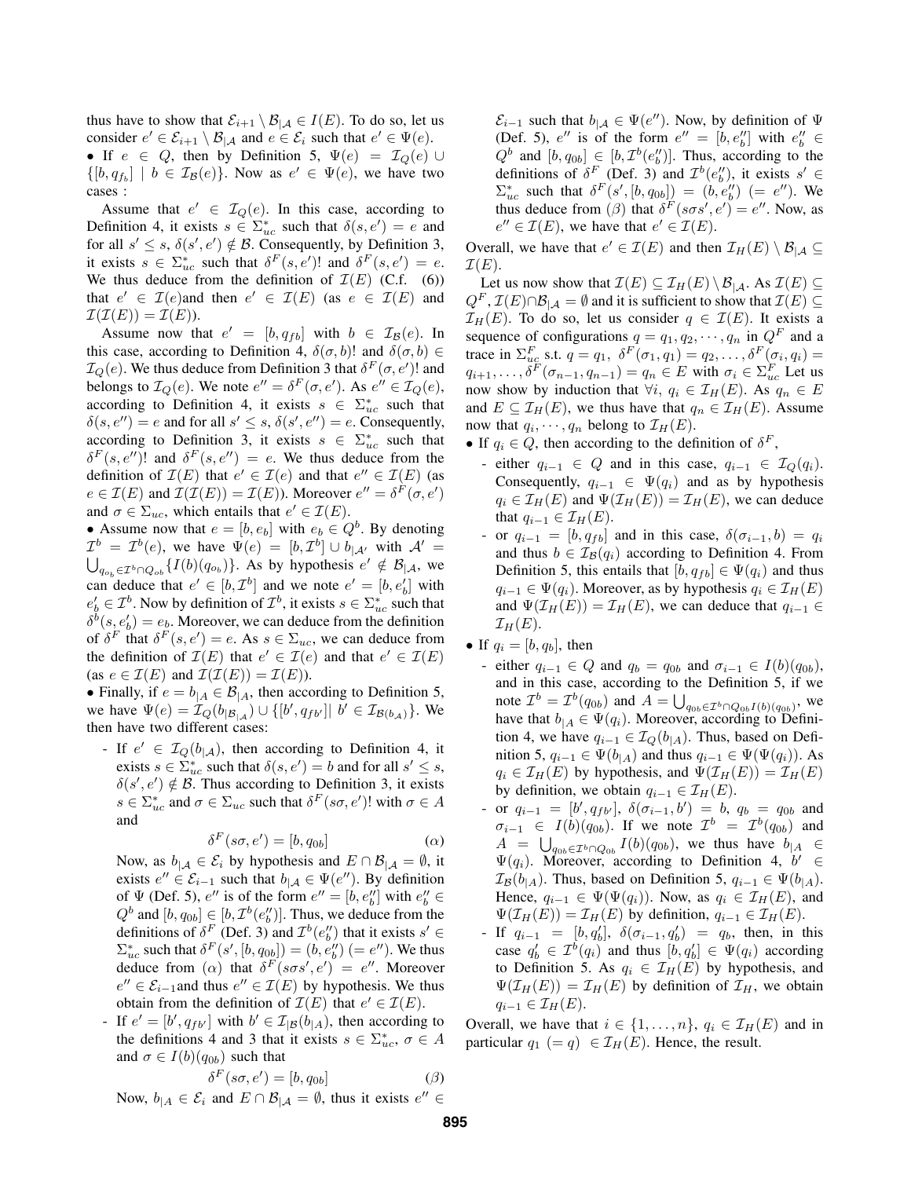thus have to show that $\mathcal{E}_{i+1} \setminus \mathcal{B}_{|\mathcal{A}} \in I(E)$. To do so, let us consider $e' \in \mathcal{E}_{i+1} \setminus \mathcal{B}_{|\mathcal{A}}$ and $e \in \mathcal{E}_i$ such that $e' \in \Psi(e)$.

• If $e \in Q$, then by Definition 5, $\Psi(e) = \mathcal{I}_Q(e) \cup \{[b, q_{f_b}] \mid b \in \mathcal{I}_{\mathcal{B}}(e)\}$. Now as $e' \in \Psi(e)$, we have two cases :

Assume that $e' \in \mathcal{I}_Q(e)$. In this case, according to Definition 4, it exists $s \in \Sigma_{uc}^*$ such that $\delta(s, e') = e$ and for all $s' \leq s$, $\delta(s', e') \notin \mathcal{B}$. Consequently, by Definition 3, it exists $s \in \Sigma_{uc}^*$ such that $\delta^F(s, e')!$ and $\delta^F(s, e') = e$. We thus deduce from the definition of $\mathcal{I}(E)$ (C.f. (6)) that $e' \in \mathcal{I}(e)$and then $e' \in \mathcal{I}(E)$ (as $e \in \mathcal{I}(E)$ and $\mathcal{I}(\mathcal{I}(E)) = \mathcal{I}(E)$).

Assume now that $e' = [b, q_{fb}]$ with $b \in \mathcal{I}_{\mathcal{B}}(e)$. In this case, according to Definition 4, $\delta(\sigma, b)!$ and $\delta(\sigma, b) \in \mathcal{I}_Q(e)$. We thus deduce from Definition 3 that $\delta^F(\sigma, e')!$ and belongs to $\mathcal{I}_Q(e)$. We note $e'' = \delta^F(\sigma, e')$. As $e'' \in \mathcal{I}_Q(e)$, according to Definition 4, it exists $s \in \Sigma_{uc}^*$ such that $\delta(s, e'') = e$ and for all $s' \leq s$, $\delta(s', e'') = e$. Consequently, according to Definition 3, it exists $s \in \Sigma_{uc}^*$ such that $\delta^F(s, e'')!$ and $\delta^F(s, e'') = e$. We thus deduce from the definition of $\mathcal{I}(E)$ that $e' \in \mathcal{I}(e)$ and that $e'' \in \mathcal{I}(E)$ (as $e \in \mathcal{I}(E)$ and $\mathcal{I}(\mathcal{I}(E)) = \mathcal{I}(E)$). Moreover $e'' = \delta^F(\sigma, e')$ and $\sigma \in \Sigma_{uc}$, which entails that $e' \in \mathcal{I}(E)$.

• Assume now that $e = [b, e_b]$ with $e_b \in Q^b$. By denoting $\mathcal{I}^b = \mathcal{I}^b(e)$, we have $\Psi(e) = [b, \mathcal{I}^b] \cup b_{|\mathcal{A}'}$ with $\mathcal{A}' = \bigcup_{q_{o_b} \in \mathcal{I}^b \cap Q_{ob}} \{I(b)(q_{o_b})\}$. As by hypothesis $e' \notin \mathcal{B}_{|\mathcal{A}}$, we can deduce that $e' \in [b, \mathcal{I}^b]$ and we note $e' = [b, e'_b]$ with $e'_b \in \mathcal{I}^b$. Now by definition of $\mathcal{I}^b$, it exists $s \in \Sigma_{uc}^*$ such that $\delta^b(s, e'_b) = e_b$. Moreover, we can deduce from the definition of $\delta^F$ that $\delta^F(s, e') = e$. As $s \in \Sigma_{uc}$, we can deduce from the definition of $\mathcal{I}(E)$ that $e' \in \mathcal{I}(e)$ and that $e' \in \mathcal{I}(E)$ (as $e \in \mathcal{I}(E)$ and $\mathcal{I}(\mathcal{I}(E)) = \mathcal{I}(E)$).

• Finally, if $e = b_{|A} \in \mathcal{B}_{|A}$, then according to Definition 5, we have $\Psi(e) = \mathcal{I}_Q(b_{|\mathcal{B}_{|\mathcal{A}}}) \cup \{[b', q_{fb'}] | \ b' \in \mathcal{I}_{\mathcal{B}(b_{\mathcal{A}})}\}$. We then have two different cases:

- If $e' \in \mathcal{I}_Q(b_{|A})$, then according to Definition 4, it exists $s \in \Sigma_{uc}^*$ such that $\delta(s, e') = b$ and for all $s' \leq s$, $\delta(s', e') \notin \mathcal{B}$. Thus according to Definition 3, it exists $s \in \Sigma_{uc}^*$ and $\sigma \in \Sigma_{uc}$ such that $\delta^F(s\sigma, e')!$ with $\sigma \in A$ and
$$\delta^F(s\sigma, e') = [b, q_{0b}] \tag{$\alpha$}$$
Now, as $b_{|\mathcal{A}} \in \mathcal{E}_i$ by hypothesis and $E \cap \mathcal{B}_{|\mathcal{A}} = \emptyset$, it exists $e'' \in \mathcal{E}_{i-1}$ such that $b_{|\mathcal{A}} \in \Psi(e'')$. By definition of $\Psi$ (Def. 5), $e''$ is of the form $e'' = [b, e''_b]$ with $e''_b \in Q^b$ and $[b, q_{0b}] \in [b, \mathcal{I}^b(e''_b)]$. Thus, we deduce from the definitions of $\delta^F$ (Def. 3) and $\mathcal{I}^b(e''_b)$ that it exists $s' \in \Sigma_{uc}^*$ such that $\delta^F(s', [b, q_{0b}]) = (b, e''_b)$ $(= e'')$. We thus deduce from $(\alpha)$ that $\delta^F(s\sigma s', e') = e''$. Moreover $e'' \in \mathcal{E}_{i-1}$and thus $e'' \in \mathcal{I}(E)$ by hypothesis. We thus obtain from the definition of $\mathcal{I}(E)$ that $e' \in \mathcal{I}(E)$.
- If $e' = [b', q_{fb'}]$ with $b' \in \mathcal{I}_{|\mathcal{B}}(b_{|A})$, then according to the definitions 4 and 3 that it exists $s \in \Sigma_{uc}^*$, $\sigma \in A$ and $\sigma \in I(b)(q_{0b})$ such that
$$\delta^F(s\sigma, e') = [b, q_{0b}] \tag{$\beta$}$$
Now, $b_{|A} \in \mathcal{E}_i$ and $E \cap \mathcal{B}_{|\mathcal{A}} = \emptyset$, thus it exists $e'' \in \mathcal{E}_{i-1}$ such that $b_{|\mathcal{A}} \in \Psi(e'')$. Now, by definition of $\Psi$ (Def. 5), $e''$ is of the form $e'' = [b, e''_b]$ with $e''_b \in Q^b$ and $[b, q_{0b}] \in [b, \mathcal{I}^b(e''_b)]$. Thus, according to the definitions of $\delta^F$ (Def. 3) and $\mathcal{I}^b(e''_b)$, it exists $s' \in \Sigma_{uc}^*$ such that $\delta^F(s', [b, q_{0b}]) = (b, e''_b)$ $(= e'')$. We thus deduce from $(\beta)$ that $\delta^F(s\sigma s', e') = e''$. Now, as $e'' \in \mathcal{I}(E)$, we have that $e' \in \mathcal{I}(E)$.

Overall, we have that $e' \in \mathcal{I}(E)$ and then $\mathcal{I}_H(E) \setminus \mathcal{B}_{|\mathcal{A}} \subseteq \mathcal{I}(E)$.

Let us now show that $\mathcal{I}(E) \subseteq \mathcal{I}_H(E) \setminus \mathcal{B}_{|\mathcal{A}}$. As $\mathcal{I}(E) \subseteq Q^F$, $\mathcal{I}(E) \cap \mathcal{B}_{|\mathcal{A}} = \emptyset$ and it is sufficient to show that $\mathcal{I}(E) \subseteq \mathcal{I}_H(E)$. To do so, let us consider $q \in \mathcal{I}(E)$. It exists a sequence of configurations $q = q_1, q_2, \cdots, q_n$ in $Q^F$ and a trace in $\Sigma_{uc}^F$ s.t. $q = q_1$, $\delta^F(\sigma_1, q_1) = q_2, \ldots, \delta^F(\sigma_i, q_i) = q_{i+1}, \ldots, \delta^F(\sigma_{n-1}, q_{n-1}) = q_n \in E$ with $\sigma_i \in \Sigma_{uc}^F$ Let us now show by induction that $\forall i$, $q_i \in \mathcal{I}_H(E)$. As $q_n \in E$ and $E \subseteq \mathcal{I}_H(E)$, we thus have that $q_n \in \mathcal{I}_H(E)$. Assume now that $q_i, \cdots, q_n$ belong to $\mathcal{I}_H(E)$.

• If $q_i \in Q$, then according to the definition of $\delta^F$,
  - either $q_{i-1} \in Q$ and in this case, $q_{i-1} \in \mathcal{I}_Q(q_i)$. Consequently, $q_{i-1} \in \Psi(q_i)$ and as by hypothesis $q_i \in \mathcal{I}_H(E)$ and $\Psi(\mathcal{I}_H(E)) = \mathcal{I}_H(E)$, we can deduce that $q_{i-1} \in \mathcal{I}_H(E)$.
  - or $q_{i-1} = [b, q_{fb}]$ and in this case, $\delta(\sigma_{i-1}, b) = q_i$ and thus $b \in \mathcal{I}_{\mathcal{B}}(q_i)$ according to Definition 4. From Definition 5, this entails that $[b, q_{fb}] \in \Psi(q_i)$ and thus $q_{i-1} \in \Psi(q_i)$. Moreover, as by hypothesis $q_i \in \mathcal{I}_H(E)$ and $\Psi(\mathcal{I}_H(E)) = \mathcal{I}_H(E)$, we can deduce that $q_{i-1} \in \mathcal{I}_H(E)$.

• If $q_i = [b, q_b]$, then
  - either $q_{i-1} \in Q$ and $q_b = q_{0b}$ and $\sigma_{i-1} \in I(b)(q_{0b})$, and in this case, according to the Definition 5, if we note $\mathcal{I}^b = \mathcal{I}^b(q_{0b})$ and $A = \bigcup_{q_{0b} \in \mathcal{I}^b \cap Q_{0b} I(b)(q_{0b})}$, we have that $b_{|A} \in \Psi(q_i)$. Moreover, according to Definition 4, we have $q_{i-1} \in \mathcal{I}_Q(b_{|A})$. Thus, based on Definition 5, $q_{i-1} \in \Psi(b_{|A})$ and thus $q_{i-1} \in \Psi(\Psi(q_i))$. As $q_i \in \mathcal{I}_H(E)$ by hypothesis, and $\Psi(\mathcal{I}_H(E)) = \mathcal{I}_H(E)$ by definition, we obtain $q_{i-1} \in \mathcal{I}_H(E)$.
  - or $q_{i-1} = [b', q_{fb'}]$, $\delta(\sigma_{i-1}, b') = b$, $q_b = q_{0b}$ and $\sigma_{i-1} \in I(b)(q_{0b})$. If we note $\mathcal{I}^b = \mathcal{I}^b(q_{0b})$ and $A = \bigcup_{q_{0b} \in \mathcal{I}^b \cap Q_{0b}} I(b)(q_{0b})$, we thus have $b_{|A} \in \Psi(q_i)$. Moreover, according to Definition 4, $b' \in \mathcal{I}_{\mathcal{B}}(b_{|A})$. Thus, based on Definition 5, $q_{i-1} \in \Psi(b_{|A})$. Hence, $q_{i-1} \in \Psi(\Psi(q_i))$. Now, as $q_i \in \mathcal{I}_H(E)$, and $\Psi(\mathcal{I}_H(E)) = \mathcal{I}_H(E)$ by definition, $q_{i-1} \in \mathcal{I}_H(E)$.
  - If $q_{i-1} = [b, q'_b]$, $\delta(\sigma_{i-1}, q'_b) = q_b$, then, in this case $q'_b \in \mathcal{I}^b(q_i)$ and thus $[b, q'_b] \in \Psi(q_i)$ according to Definition 5. As $q_i \in \mathcal{I}_H(E)$ by hypothesis, and $\Psi(\mathcal{I}_H(E)) = \mathcal{I}_H(E)$ by definition of $\mathcal{I}_H$, we obtain $q_{i-1} \in \mathcal{I}_H(E)$.

Overall, we have that $i \in \{1, \ldots, n\}$, $q_i \in \mathcal{I}_H(E)$ and in particular $q_1$ $(= q)$ $\in \mathcal{I}_H(E)$. Hence, the result.